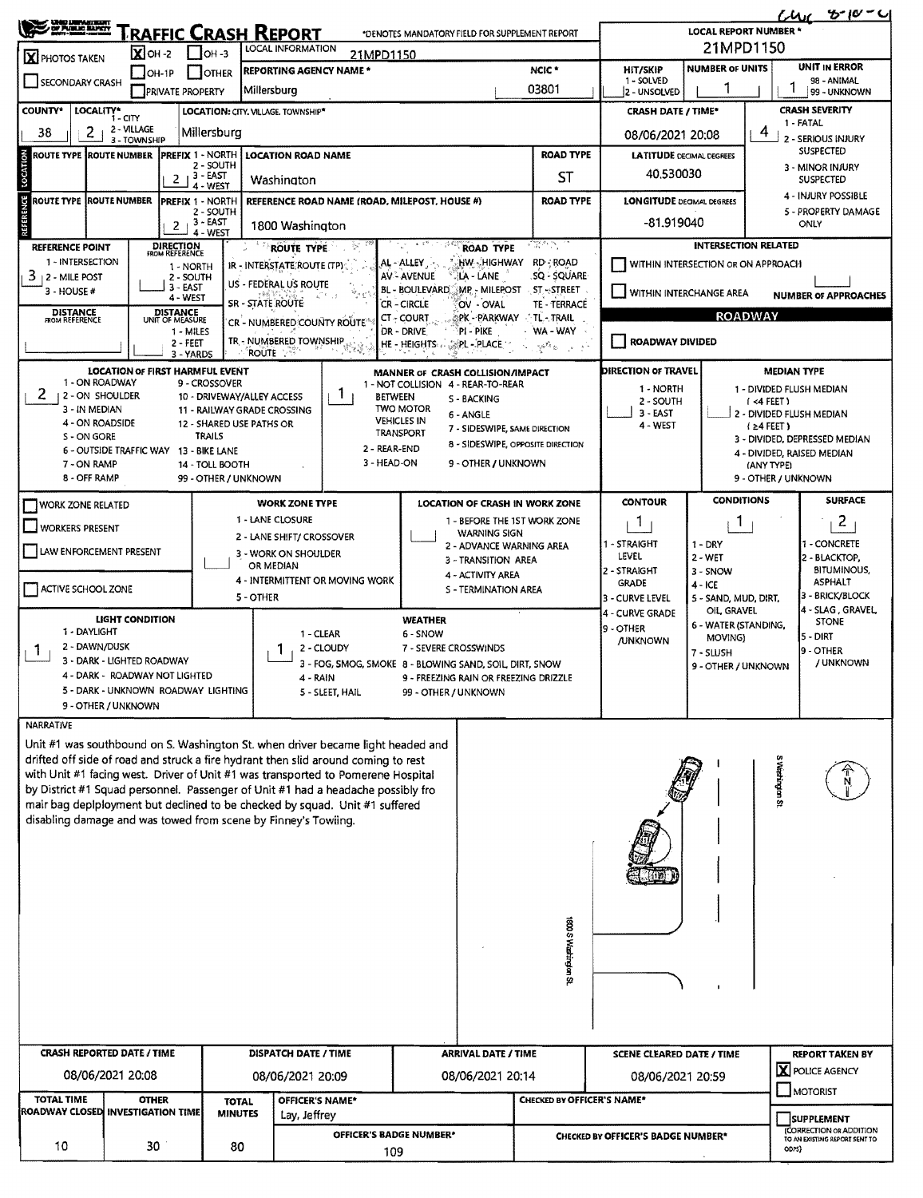# TRAFFIC CRASH REPORT

*DENOTES MANDATORY FIELD FOR SUPPLEMENT REPORT

| | |
|---|---|
| LOCAL REPORT NUMBER * | 21MPD1150 |
| [X] PHOTOS TAKEN | [X] OH-2 [ ] OH-3 [ ] OH-1P [ ] OTHER [ ] PRIVATE PROPERTY |
| [ ] SECONDARY CRASH | |
| LOCAL INFORMATION | 21MPD1150 |
| REPORTING AGENCY NAME * | Millersburg |
| NCIC * | 03801 |
| HIT/SKIP (1 - SOLVED, 2 - UNSOLVED) | |
| NUMBER OF UNITS | 1 |
| UNIT IN ERROR (98 - ANIMAL, 99 - UNKNOWN) | 1 |
| COUNTY* | 38 |
| LOCALITY* (1 - CITY, 2 - VILLAGE, 3 - TOWNSHIP) | 2 |
| LOCATION: CITY, VILLAGE, TOWNSHIP* | Millersburg |
| CRASH DATE / TIME* | 08/06/2021 20:08 |
| CRASH SEVERITY (1 - FATAL, 2 - SERIOUS INJURY SUSPECTED, 3 - MINOR INJURY SUSPECTED, 4 - INJURY POSSIBLE, 5 - PROPERTY DAMAGE ONLY) | 4 |

## LOCATION

| ROUTE TYPE | ROUTE NUMBER | PREFIX (1 - NORTH, 2 - SOUTH, 3 - EAST, 4 - WEST) | LOCATION ROAD NAME | ROAD TYPE |
|---|---|---|---|---|
| | | 2 | Washington | ST |

LATITUDE DECIMAL DEGREES: 40.530030

## REFERENCE

| ROUTE TYPE | ROUTE NUMBER | PREFIX | REFERENCE ROAD NAME (ROAD, MILEPOST, HOUSE #) | ROAD TYPE |
|---|---|---|---|---|
| | | 2 | 1800 Washington | |

LONGITUDE DECIMAL DEGREES: -81.919040

| REFERENCE POINT (1 - INTERSECTION, 2 - MILE POST, 3 - HOUSE #) | DIRECTION FROM REFERENCE (1 - NORTH, 2 - SOUTH, 3 - EAST, 4 - WEST) | DISTANCE FROM REFERENCE | DISTANCE UNIT OF MEASURE (1 - MILES, 2 - FEET, 3 - YARDS) |
|---|---|---|---|
| 3 | | | |

ROUTE TYPE: IR - INTERSTATE ROUTE (TP), US - FEDERAL US ROUTE, SR - STATE ROUTE, CR - NUMBERED COUNTY ROUTE, TR - NUMBERED TOWNSHIP ROUTE

ROAD TYPE: AL - ALLEY, AV - AVENUE, BL - BOULEVARD, CR - CIRCLE, CT - COURT, DR - DRIVE, HE - HEIGHTS, HW - HIGHWAY, LA - LANE, MP - MILEPOST, OV - OVAL, PK - PARKWAY, PI - PIKE, PL - PLACE, RD - ROAD, SQ - SQUARE, ST - STREET, TE - TERRACE, TL - TRAIL, WA - WAY

### INTERSECTION RELATED

[ ] WITHIN INTERSECTION OR ON APPROACH
[ ] WITHIN INTERCHANGE AREA
NUMBER OF APPROACHES:

### ROADWAY

[ ] ROADWAY DIVIDED

| LOCATION OF FIRST HARMFUL EVENT | MANNER OF CRASH COLLISION/IMPACT | DIRECTION OF TRAVEL | MEDIAN TYPE |
|---|---|---|---|
| 2 | 1 | | |

LOCATION OF FIRST HARMFUL EVENT: 1 - ON ROADWAY, 2 - ON SHOULDER, 3 - IN MEDIAN, 4 - ON ROADSIDE, 5 - ON GORE, 6 - OUTSIDE TRAFFIC WAY, 7 - ON RAMP, 8 - OFF RAMP, 9 - CROSSOVER, 10 - DRIVEWAY/ALLEY ACCESS, 11 - RAILWAY GRADE CROSSING, 12 - SHARED USE PATHS OR TRAILS, 13 - BIKE LANE, 14 - TOLL BOOTH, 99 - OTHER / UNKNOWN

MANNER OF CRASH COLLISION/IMPACT: 1 - NOT COLLISION BETWEEN TWO MOTOR VEHICLES IN TRANSPORT, 2 - REAR-END, 3 - HEAD-ON, 4 - REAR-TO-REAR, 5 - BACKING, 6 - ANGLE, 7 - SIDESWIPE, SAME DIRECTION, 8 - SIDESWIPE, OPPOSITE DIRECTION, 9 - OTHER / UNKNOWN

DIRECTION OF TRAVEL: 1 - NORTH, 2 - SOUTH, 3 - EAST, 4 - WEST

MEDIAN TYPE: 1 - DIVIDED FLUSH MEDIAN (<4 FEET), 2 - DIVIDED FLUSH MEDIAN (≥4 FEET), 3 - DIVIDED, DEPRESSED MEDIAN, 4 - DIVIDED, RAISED MEDIAN (ANY TYPE), 9 - OTHER / UNKNOWN

[ ] WORK ZONE RELATED
[ ] WORKERS PRESENT
[ ] LAW ENFORCEMENT PRESENT
[ ] ACTIVE SCHOOL ZONE

WORK ZONE TYPE: 1 - LANE CLOSURE, 2 - LANE SHIFT/ CROSSOVER, 3 - WORK ON SHOULDER OR MEDIAN, 4 - INTERMITTENT OR MOVING WORK, 5 - OTHER

LOCATION OF CRASH IN WORK ZONE: 1 - BEFORE THE 1ST WORK ZONE WARNING SIGN, 2 - ADVANCE WARNING AREA, 3 - TRANSITION AREA, 4 - ACTIVITY AREA, 5 - TERMINATION AREA

| CONTOUR | CONDITIONS | SURFACE |
|---|---|---|
| 1 | 1 | 2 |

CONTOUR: 1 - STRAIGHT LEVEL, 2 - STRAIGHT GRADE, 3 - CURVE LEVEL, 4 - CURVE GRADE, 9 - OTHER /UNKNOWN

CONDITIONS: 1 - DRY, 2 - WET, 3 - SNOW, 4 - ICE, 5 - SAND, MUD, DIRT, OIL, GRAVEL, 6 - WATER (STANDING, MOVING), 7 - SLUSH, 9 - OTHER / UNKNOWN

SURFACE: 1 - CONCRETE, 2 - BLACKTOP, BITUMINOUS, ASPHALT, 3 - BRICK/BLOCK, 4 - SLAG, GRAVEL, STONE, 5 - DIRT, 9 - OTHER / UNKNOWN

| LIGHT CONDITION | WEATHER |
|---|---|
| 1 | 1 |

LIGHT CONDITION: 1 - DAYLIGHT, 2 - DAWN/DUSK, 3 - DARK - LIGHTED ROADWAY, 4 - DARK - ROADWAY NOT LIGHTED, 5 - DARK - UNKNOWN ROADWAY LIGHTING, 9 - OTHER / UNKNOWN

WEATHER: 1 - CLEAR, 2 - CLOUDY, 3 - FOG, SMOG, SMOKE, 4 - RAIN, 5 - SLEET, HAIL, 6 - SNOW, 7 - SEVERE CROSSWINDS, 8 - BLOWING SAND, SOIL, DIRT, SNOW, 9 - FREEZING RAIN OR FREEZING DRIZZLE, 99 - OTHER / UNKNOWN

## NARRATIVE

Unit #1 was southbound on S. Washington St. when driver became light headed and drifted off side of road and struck a fire hydrant then slid around coming to rest with Unit #1 facing west. Driver of Unit #1 was transported to Pomerene Hospital by District #1 Squad personnel. Passenger of Unit #1 had a headache possibly fro mair bag deplployment but declined to be checked by squad. Unit #1 suffered disabling damage and was towed from scene by Finney's Towiing.

S Washington St.

1800 S Washington St.

| CRASH REPORTED DATE / TIME | DISPATCH DATE / TIME | ARRIVAL DATE / TIME | SCENE CLEARED DATE / TIME | REPORT TAKEN BY |
|---|---|---|---|---|
| 08/06/2021 20:08 | 08/06/2021 20:09 | 08/06/2021 20:14 | 08/06/2021 20:59 | [X] POLICE AGENCY [ ] MOTORIST |

| TOTAL TIME ROADWAY CLOSED | OTHER INVESTIGATION TIME | TOTAL MINUTES | OFFICER'S NAME* | CHECKED BY OFFICER'S NAME* |
|---|---|---|---|---|
| 10 | 30 | 80 | Lay, Jeffrey | |
| | | | OFFICER'S BADGE NUMBER*: 109 | CHECKED BY OFFICER'S BADGE NUMBER*: |

[ ] SUPPLEMENT (CORRECTION OR ADDITION TO AN EXISTING REPORT SENT TO ODPS)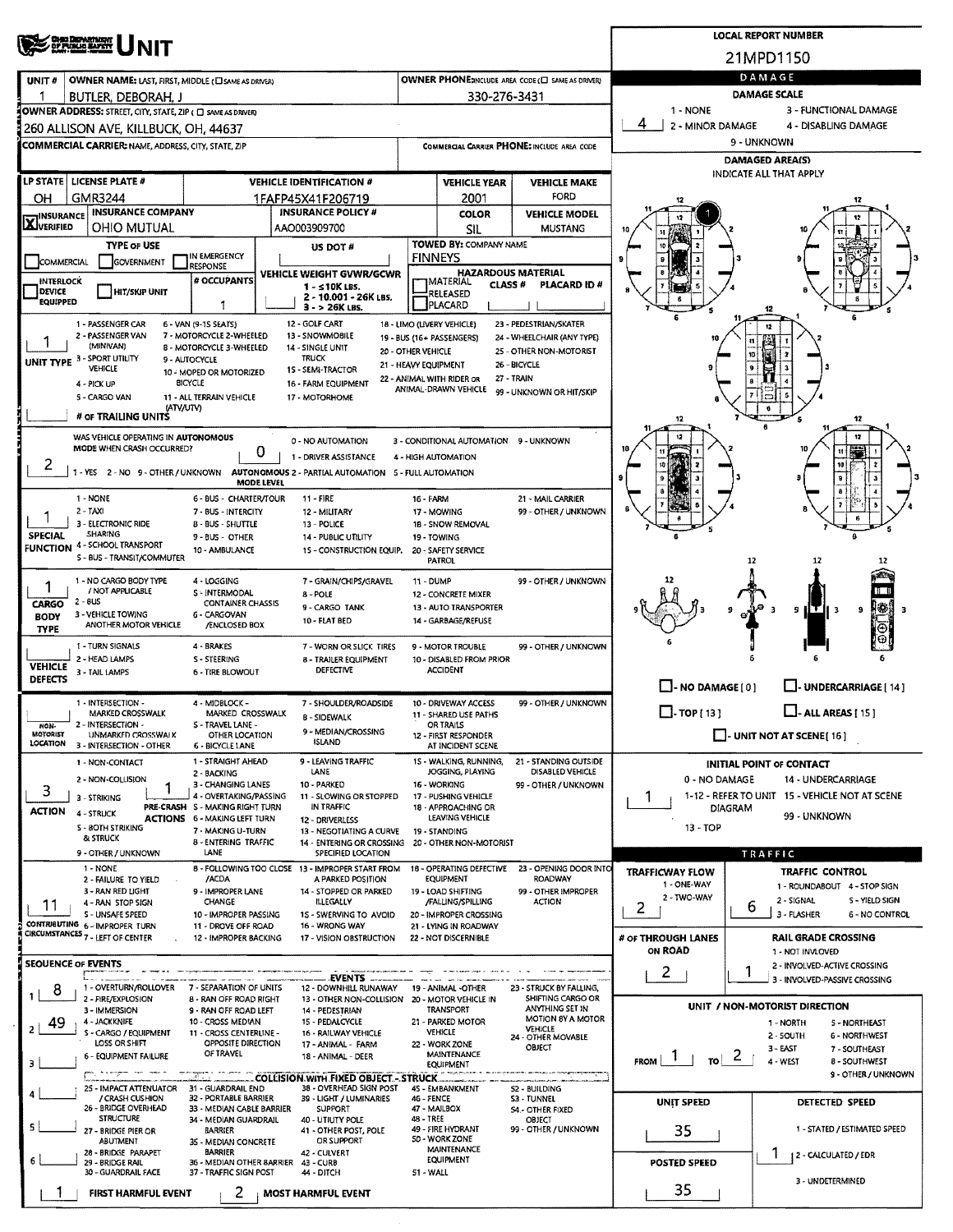# UNIT

**LOCAL REPORT NUMBER:** 21MPD1150

| UNIT # | OWNER NAME: LAST, FIRST, MIDDLE (☐ SAME AS DRIVER) | OWNER PHONE: INCLUDE AREA CODE (☐ SAME AS DRIVER) |
|---|---|---|
| 1 | BUTLER, DEBORAH, J | 330-276-3431 |

**OWNER ADDRESS:** STREET, CITY, STATE, ZIP (☐ SAME AS DRIVER)
260 ALLISON AVE, KILLBUCK, OH, 44637

**COMMERCIAL CARRIER:** NAME, ADDRESS, CITY, STATE, ZIP — **COMMERCIAL CARRIER PHONE:** INCLUDE AREA CODE

| LP STATE | LICENSE PLATE # | VEHICLE IDENTIFICATION # | VEHICLE YEAR | VEHICLE MAKE |
|---|---|---|---|---|
| OH | GMR3244 | 1FAFP45X41F206719 | 2001 | FORD |

| INSURANCE | INSURANCE COMPANY | INSURANCE POLICY # | COLOR | VEHICLE MODEL |
|---|---|---|---|---|
| X VERIFIED | OHIO MUTUAL | AAO003909700 | SIL | MUSTANG |

**TYPE OF USE:** ☐ COMMERCIAL ☐ GOVERNMENT ☐ IN EMERGENCY RESPONSE
**US DOT #:**
**TOWED BY:** COMPANY NAME: FINNEYS
**INTERLOCK DEVICE EQUIPPED** ☐ **HIT/SKIP UNIT** ☐
**# OCCUPANTS:** 1
**VEHICLE WEIGHT GVWR/GCWR:** 1 - ≤10K LBS. 2 - 10.001 - 26K LBS. 3 - > 26K LBS.
**HAZARDOUS MATERIAL:** ☐ MATERIAL RELEASED ☐ PLACARD — CLASS # — PLACARD ID #

**UNIT TYPE:** 1
1 - PASSENGER CAR, 2 - PASSENGER VAN (MINIVAN), 3 - SPORT UTILITY VEHICLE, 4 - PICK UP, 5 - CARGO VAN, 6 - VAN (9-15 SEATS), 7 - MOTORCYCLE 2-WHEELED, 8 - MOTORCYCLE 3-WHEELED, 9 - AUTOCYCLE, 10 - MOPED OR MOTORIZED BICYCLE, 11 - ALL TERRAIN VEHICLE (ATV/UTV), 12 - GOLF CART, 13 - SNOWMOBILE, 14 - SINGLE UNIT TRUCK, 15 - SEMI-TRACTOR, 16 - FARM EQUIPMENT, 17 - MOTORHOME, 18 - LIMO (LIVERY VEHICLE), 19 - BUS (16+ PASSENGERS), 20 - OTHER VEHICLE, 21 - HEAVY EQUIPMENT, 22 - ANIMAL WITH RIDER OR ANIMAL-DRAWN VEHICLE, 23 - PEDESTRIAN/SKATER, 24 - WHEELCHAIR (ANY TYPE), 25 - OTHER NON-MOTORIST, 26 - BICYCLE, 27 - TRAIN, 99 - UNKNOWN OR HIT/SKIP
**# OF TRAILING UNITS:**

**WAS VEHICLE OPERATING IN AUTONOMOUS MODE WHEN CRASH OCCURRED?** 2
1 - YES 2 - NO 9 - OTHER / UNKNOWN
**AUTONOMOUS MODE LEVEL:** 0
0 - NO AUTOMATION, 1 - DRIVER ASSISTANCE, 2 - PARTIAL AUTOMATION, 3 - CONDITIONAL AUTOMATION, 4 - HIGH AUTOMATION, 5 - FULL AUTOMATION, 9 - UNKNOWN

**SPECIAL FUNCTION:** 1
1 - NONE, 2 - TAXI, 3 - ELECTRONIC RIDE SHARING, 4 - SCHOOL TRANSPORT, 5 - BUS - TRANSIT/COMMUTER, 6 - BUS - CHARTER/TOUR, 7 - BUS - INTERCITY, 8 - BUS - SHUTTLE, 9 - BUS - OTHER, 10 - AMBULANCE, 11 - FIRE, 12 - MILITARY, 13 - POLICE, 14 - PUBLIC UTILITY, 15 - CONSTRUCTION EQUIP., 16 - FARM, 17 - MOWING, 18 - SNOW REMOVAL, 19 - TOWING, 20 - SAFETY SERVICE PATROL, 21 - MAIL CARRIER, 99 - OTHER / UNKNOWN

**CARGO BODY TYPE:** 1
1 - NO CARGO BODY TYPE / NOT APPLICABLE, 2 - BUS, 3 - VEHICLE TOWING ANOTHER MOTOR VEHICLE, 4 - LOGGING, 5 - INTERMODAL CONTAINER CHASSIS, 6 - CARGOVAN /ENCLOSED BOX, 7 - GRAIN/CHIPS/GRAVEL, 8 - POLE, 9 - CARGO TANK, 10 - FLAT BED, 11 - DUMP, 12 - CONCRETE MIXER, 13 - AUTO TRANSPORTER, 14 - GARBAGE/REFUSE, 99 - OTHER / UNKNOWN

**VEHICLE DEFECTS:**
1 - TURN SIGNALS, 2 - HEAD LAMPS, 3 - TAIL LAMPS, 4 - BRAKES, 5 - STEERING, 6 - TIRE BLOWOUT, 7 - WORN OR SLICK TIRES, 8 - TRAILER EQUIPMENT DEFECTIVE, 9 - MOTOR TROUBLE, 10 - DISABLED FROM PRIOR ACCIDENT, 99 - OTHER / UNKNOWN

**NON-MOTORIST LOCATION:**
1 - INTERSECTION - MARKED CROSSWALK, 2 - INTERSECTION - UNMARKED CROSSWALK, 3 - INTERSECTION - OTHER, 4 - MIDBLOCK - MARKED CROSSWALK, 5 - TRAVEL LANE - OTHER LOCATION, 6 - BICYCLE LANE, 7 - SHOULDER/ROADSIDE, 8 - SIDEWALK, 9 - MEDIAN/CROSSING ISLAND, 10 - DRIVEWAY ACCESS, 11 - SHARED USE PATHS OR TRAILS, 12 - FIRST RESPONDER AT INCIDENT SCENE, 99 - OTHER / UNKNOWN

**ACTION:** 3
1 - NON-CONTACT, 2 - NON-COLLISION, 3 - STRIKING, 4 - STRUCK, 5 - BOTH STRIKING & STRUCK, 9 - OTHER / UNKNOWN

**PRE-CRASH ACTIONS:** 1
1 - STRAIGHT AHEAD, 2 - BACKING, 3 - CHANGING LANES, 4 - OVERTAKING/PASSING, 5 - MAKING RIGHT TURN, 6 - MAKING LEFT TURN, 7 - MAKING U-TURN, 8 - ENTERING TRAFFIC LANE, 9 - LEAVING TRAFFIC LANE, 10 - PARKED, 11 - SLOWING OR STOPPED IN TRAFFIC, 12 - DRIVERLESS, 13 - NEGOTIATING A CURVE, 14 - ENTERING OR CROSSING SPECIFIED LOCATION, 15 - WALKING, RUNNING, JOGGING, PLAYING, 16 - WORKING, 17 - PUSHING VEHICLE, 18 - APPROACHING OR LEAVING VEHICLE, 19 - STANDING, 20 - OTHER NON-MOTORIST, 21 - STANDING OUTSIDE DISABLED VEHICLE, 99 - OTHER / UNKNOWN

**CONTRIBUTING CIRCUMSTANCES:** 11
1 - NONE, 2 - FAILURE TO YIELD, 3 - RAN RED LIGHT, 4 - RAN STOP SIGN, 5 - UNSAFE SPEED, 6 - IMPROPER TURN, 7 - LEFT OF CENTER, 8 - FOLLOWING TOO CLOSE /ACDA, 9 - IMPROPER LANE CHANGE, 10 - IMPROPER PASSING, 11 - DROVE OFF ROAD, 12 - IMPROPER BACKING, 13 - IMPROPER START FROM A PARKED POSITION, 14 - STOPPED OR PARKED ILLEGALLY, 15 - SWERVING TO AVOID, 16 - WRONG WAY, 17 - VISION OBSTRUCTION, 18 - OPERATING DEFECTIVE EQUIPMENT, 19 - LOAD SHIFTING /FALLING/SPILLING, 20 - IMPROPER CROSSING, 21 - LYING IN ROADWAY, 22 - NOT DISCERNIBLE, 23 - OPENING DOOR INTO ROADWAY, 99 - OTHER IMPROPER ACTION

**SEQUENCE OF EVENTS:**
1: 8
2: 49
3:
4:
5:
6:

**EVENTS:** 1 - OVERTURN/ROLLOVER, 2 - FIRE/EXPLOSION, 3 - IMMERSION, 4 - JACKKNIFE, 5 - CARGO / EQUIPMENT LOSS OR SHIFT, 6 - EQUIPMENT FAILURE, 7 - SEPARATION OF UNITS, 8 - RAN OFF ROAD RIGHT, 9 - RAN OFF ROAD LEFT, 10 - CROSS MEDIAN, 11 - CROSS CENTERLINE - OPPOSITE DIRECTION OF TRAVEL, 12 - DOWNHILL RUNAWAY, 13 - OTHER NON-COLLISION, 14 - PEDESTRIAN, 15 - PEDALCYCLE, 16 - RAILWAY VEHICLE, 17 - ANIMAL - FARM, 18 - ANIMAL - DEER, 19 - ANIMAL -OTHER, 20 - MOTOR VEHICLE IN TRANSPORT, 21 - PARKED MOTOR VEHICLE, 22 - WORK ZONE MAINTENANCE EQUIPMENT, 23 - STRUCK BY FALLING, SHIFTING CARGO OR ANYTHING SET IN MOTION BY A MOTOR VEHICLE, 24 - OTHER MOVABLE OBJECT

**COLLISION WITH FIXED OBJECT - STRUCK:** 25 - IMPACT ATTENUATOR / CRASH CUSHION, 26 - BRIDGE OVERHEAD STRUCTURE, 27 - BRIDGE PIER OR ABUTMENT, 28 - BRIDGE PARAPET, 29 - BRIDGE RAIL, 30 - GUARDRAIL FACE, 31 - GUARDRAIL END, 32 - PORTABLE BARRIER, 33 - MEDIAN CABLE BARRIER, 34 - MEDIAN GUARDRAIL BARRIER, 35 - MEDIAN CONCRETE BARRIER, 36 - MEDIAN OTHER BARRIER, 37 - TRAFFIC SIGN POST, 38 - OVERHEAD SIGN POST, 39 - LIGHT / LUMINARIES SUPPORT, 40 - UTILITY POLE, 41 - OTHER POST, POLE OR SUPPORT, 42 - CULVERT, 43 - CURB, 44 - DITCH, 45 - EMBANKMENT, 46 - FENCE, 47 - MAILBOX, 48 - TREE, 49 - FIRE HYDRANT, 50 - WORK ZONE MAINTENANCE EQUIPMENT, 51 - WALL, 52 - BUILDING, 53 - TUNNEL, 54 - OTHER FIXED OBJECT, 99 - OTHER / UNKNOWN

**FIRST HARMFUL EVENT:** 1 — **MOST HARMFUL EVENT:** 2

## DAMAGE

**DAMAGE SCALE:** 4
1 - NONE, 2 - MINOR DAMAGE, 3 - FUNCTIONAL DAMAGE, 4 - DISABLING DAMAGE, 9 - UNKNOWN

**DAMAGED AREA(S)** — INDICATE ALL THAT APPLY: 1

☐ - NO DAMAGE [0] ☐ - UNDERCARRIAGE [14] ☐ - TOP [13] ☐ - ALL AREAS [15] ☐ - UNIT NOT AT SCENE [16]

**INITIAL POINT OF CONTACT:** 1
0 - NO DAMAGE, 1-12 - REFER TO UNIT DIAGRAM, 13 - TOP, 14 - UNDERCARRIAGE, 15 - VEHICLE NOT AT SCENE, 99 - UNKNOWN

## TRAFFIC

**TRAFFICWAY FLOW:** 2
1 - ONE-WAY, 2 - TWO-WAY

**TRAFFIC CONTROL:** 6
1 - ROUNDABOUT, 2 - SIGNAL, 3 - FLASHER, 4 - STOP SIGN, 5 - YIELD SIGN, 6 - NO CONTROL

**# OF THROUGH LANES ON ROAD:** 2

**RAIL GRADE CROSSING:** 1
1 - NOT INVLOVED, 2 - INVOLVED-ACTIVE CROSSING, 3 - INVOLVED-PASSIVE CROSSING

**UNIT / NON-MOTORIST DIRECTION:** FROM 1 TO 2
1 - NORTH, 2 - SOUTH, 3 - EAST, 4 - WEST, 5 - NORTHEAST, 6 - NORTHWEST, 7 - SOUTHEAST, 8 - SOUTHWEST, 9 - OTHER / UNKNOWN

**UNIT SPEED:** 35
**POSTED SPEED:** 35
**DETECTED SPEED:** 1
1 - STATED / ESTIMATED SPEED, 2 - CALCULATED / EDR, 3 - UNDETERMINED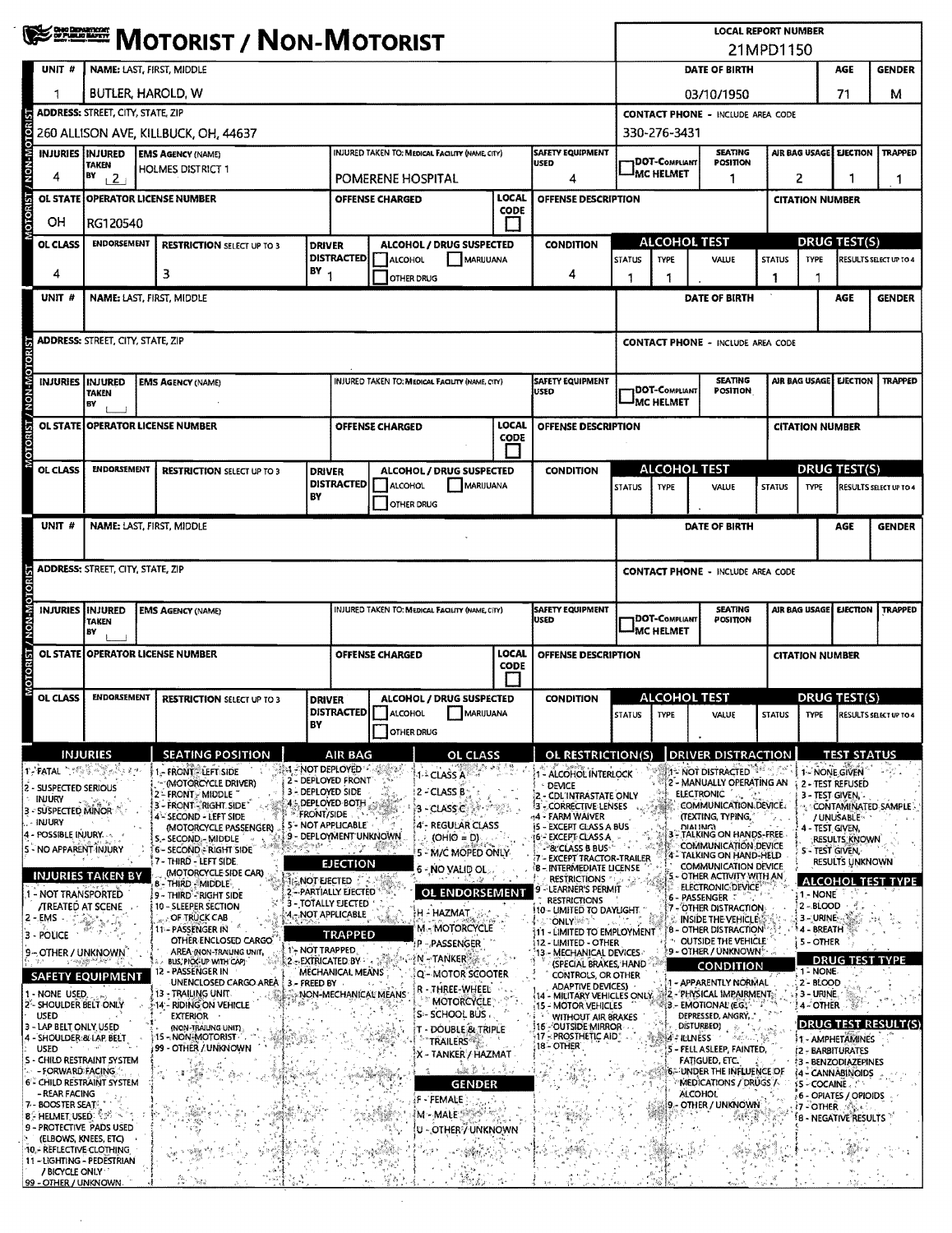# MOTORIST / NON-MOTORIST

**LOCAL REPORT NUMBER:** 21MPD1150

## Unit 1

| UNIT # | NAME: LAST, FIRST, MIDDLE | DATE OF BIRTH | AGE | GENDER |
|---|---|---|---|---|
| 1 | BUTLER, HAROLD, W | 03/10/1950 | 71 | M |

| ADDRESS: STREET, CITY, STATE, ZIP | CONTACT PHONE - INCLUDE AREA CODE |
|---|---|
| 260 ALLISON AVE, KILLBUCK, OH, 44637 | 330-276-3431 |

| INJURIES | INJURED TAKEN BY | EMS AGENCY (NAME) | INJURED TAKEN TO: MEDICAL FACILITY (NAME, CITY) | SAFETY EQUIPMENT USED | DOT-COMPLIANT MC HELMET | SEATING POSITION | AIR BAG USAGE | EJECTION | TRAPPED |
|---|---|---|---|---|---|---|---|---|---|
| 4 | 2 | HOLMES DISTRICT 1 | POMERENE HOSPITAL | 4 | | 1 | 2 | 1 | 1 |

| OL STATE | OPERATOR LICENSE NUMBER | OFFENSE CHARGED | LOCAL CODE | OFFENSE DESCRIPTION | CITATION NUMBER |
|---|---|---|---|---|---|
| OH | RG120540 | | | | |

| OL CLASS | ENDORSEMENT | RESTRICTION SELECT UP TO 3 | DRIVER DISTRACTED BY | ALCOHOL / DRUG SUSPECTED | CONDITION | ALCOHOL TEST STATUS | ALCOHOL TEST TYPE | ALCOHOL TEST VALUE | DRUG TEST(S) STATUS | DRUG TEST(S) TYPE | RESULTS SELECT UP TO 4 |
|---|---|---|---|---|---|---|---|---|---|---|---|
| 4 | | 3 | 1 | ☐ ALCOHOL ☐ MARIJUANA ☐ OTHER DRUG | 4 | 1 | 1 | | 1 | 1 | |

## Unit (blank)

| UNIT # | NAME: LAST, FIRST, MIDDLE | DATE OF BIRTH | AGE | GENDER |
|---|---|---|---|---|
| | | | | |

| ADDRESS: STREET, CITY, STATE, ZIP | CONTACT PHONE - INCLUDE AREA CODE |
|---|---|
| | |

| INJURIES | INJURED TAKEN BY | EMS AGENCY (NAME) | INJURED TAKEN TO: MEDICAL FACILITY (NAME, CITY) | SAFETY EQUIPMENT USED | DOT-COMPLIANT MC HELMET | SEATING POSITION | AIR BAG USAGE | EJECTION | TRAPPED |
|---|---|---|---|---|---|---|---|---|---|
| | | | | | | | | | |

| OL STATE | OPERATOR LICENSE NUMBER | OFFENSE CHARGED | LOCAL CODE | OFFENSE DESCRIPTION | CITATION NUMBER |
|---|---|---|---|---|---|
| | | | | | |

| OL CLASS | ENDORSEMENT | RESTRICTION SELECT UP TO 3 | DRIVER DISTRACTED BY | ALCOHOL / DRUG SUSPECTED | CONDITION | ALCOHOL TEST STATUS | ALCOHOL TEST TYPE | ALCOHOL TEST VALUE | DRUG TEST(S) STATUS | DRUG TEST(S) TYPE | RESULTS SELECT UP TO 4 |
|---|---|---|---|---|---|---|---|---|---|---|---|
| | | | | ☐ ALCOHOL ☐ MARIJUANA ☐ OTHER DRUG | | | | | | | |

## Unit (blank)

| UNIT # | NAME: LAST, FIRST, MIDDLE | DATE OF BIRTH | AGE | GENDER |
|---|---|---|---|---|
| | | | | |

| ADDRESS: STREET, CITY, STATE, ZIP | CONTACT PHONE - INCLUDE AREA CODE |
|---|---|
| | |

| INJURIES | INJURED TAKEN BY | EMS AGENCY (NAME) | INJURED TAKEN TO: MEDICAL FACILITY (NAME, CITY) | SAFETY EQUIPMENT USED | DOT-COMPLIANT MC HELMET | SEATING POSITION | AIR BAG USAGE | EJECTION | TRAPPED |
|---|---|---|---|---|---|---|---|---|---|
| | | | | | | | | | |

| OL STATE | OPERATOR LICENSE NUMBER | OFFENSE CHARGED | LOCAL CODE | OFFENSE DESCRIPTION | CITATION NUMBER |
|---|---|---|---|---|---|
| | | | | | |

| OL CLASS | ENDORSEMENT | RESTRICTION SELECT UP TO 3 | DRIVER DISTRACTED BY | ALCOHOL / DRUG SUSPECTED | CONDITION | ALCOHOL TEST STATUS | ALCOHOL TEST TYPE | ALCOHOL TEST VALUE | DRUG TEST(S) STATUS | DRUG TEST(S) TYPE | RESULTS SELECT UP TO 4 |
|---|---|---|---|---|---|---|---|---|---|---|---|
| | | | | ☐ ALCOHOL ☐ MARIJUANA ☐ OTHER DRUG | | | | | | | |

## Codes

**INJURIES**
1 - FATAL
2 - SUSPECTED SERIOUS INJURY
3 - SUSPECTED MINOR INJURY
4 - POSSIBLE INJURY
5 - NO APPARENT INJURY

**INJURIES TAKEN BY**
1 - NOT TRANSPORTED /TREATED AT SCENE
2 - EMS
3 - POLICE
9 - OTHER / UNKNOWN

**SAFETY EQUIPMENT**
1 - NONE USED
2 - SHOULDER BELT ONLY USED
3 - LAP BELT ONLY USED
4 - SHOULDER & LAP BELT USED
5 - CHILD RESTRAINT SYSTEM - FORWARD FACING
6 - CHILD RESTRAINT SYSTEM - REAR FACING
7 - BOOSTER SEAT
8 - HELMET USED
9 - PROTECTIVE PADS USED (ELBOWS, KNEES, ETC)
10 - REFLECTIVE CLOTHING
11 - LIGHTING - PEDESTRIAN / BICYCLE ONLY
99 - OTHER / UNKNOWN

**SEATING POSITION**
1 - FRONT - LEFT SIDE (MOTORCYCLE DRIVER)
2 - FRONT - MIDDLE
3 - FRONT - RIGHT SIDE
4 - SECOND - LEFT SIDE (MOTORCYCLE PASSENGER)
5 - SECOND - MIDDLE
6 - SECOND - RIGHT SIDE
7 - THIRD - LEFT SIDE (MOTORCYCLE SIDE CAR)
8 - THIRD - MIDDLE
9 - THIRD - RIGHT SIDE
10 - SLEEPER SECTION OF TRUCK CAB
11 - PASSENGER IN OTHER ENCLOSED CARGO AREA (NON-TRAILING UNIT, BUS, PICK-UP WITH CAP)
12 - PASSENGER IN UNENCLOSED CARGO AREA
13 - TRAILING UNIT
14 - RIDING ON VEHICLE EXTERIOR (NON-TRAILING UNIT)
15 - NON-MOTORIST
99 - OTHER / UNKNOWN

**AIR BAG**
1 - NOT DEPLOYED
2 - DEPLOYED FRONT
3 - DEPLOYED SIDE
4 - DEPLOYED BOTH FRONT/SIDE
5 - NOT APPLICABLE
9 - DEPLOYMENT UNKNOWN

**EJECTION**
1 - NOT EJECTED
2 - PARTIALLY EJECTED
3 - TOTALLY EJECTED
4 - NOT APPLICABLE

**TRAPPED**
1 - NOT TRAPPED
2 - EXTRICATED BY MECHANICAL MEANS
3 - FREED BY NON-MECHANICAL MEANS

**OL CLASS**
1 - CLASS A
2 - CLASS B
3 - CLASS C
4 - REGULAR CLASS (OHIO = D)
5 - M/C MOPED ONLY
6 - NO VALID OL

**OL ENDORSEMENT**
H - HAZMAT
M - MOTORCYCLE
P - PASSENGER
N - TANKER
Q - MOTOR SCOOTER
R - THREE-WHEEL MOTORCYCLE
S - SCHOOL BUS
T - DOUBLE & TRIPLE TRAILERS
X - TANKER / HAZMAT

**GENDER**
F - FEMALE
M - MALE
U - OTHER / UNKNOWN

**OL RESTRICTION(S)**
1 - ALCOHOL INTERLOCK DEVICE
2 - CDL INTRASTATE ONLY
3 - CORRECTIVE LENSES
4 - FARM WAIVER
5 - EXCEPT CLASS A BUS
6 - EXCEPT CLASS A & CLASS B BUS
7 - EXCEPT TRACTOR-TRAILER
8 - INTERMEDIATE LICENSE RESTRICTIONS
9 - LEARNER'S PERMIT RESTRICTIONS
10 - LIMITED TO DAYLIGHT ONLY
11 - LIMITED TO EMPLOYMENT
12 - LIMITED - OTHER
13 - MECHANICAL DEVICES (SPECIAL BRAKES, HAND CONTROLS, OR OTHER ADAPTIVE DEVICES)
14 - MILITARY VEHICLES ONLY
15 - MOTOR VEHICLES WITHOUT AIR BRAKES
16 - OUTSIDE MIRROR
17 - PROSTHETIC AID
18 - OTHER

**DRIVER DISTRACTION**
1 - NOT DISTRACTED
2 - MANUALLY OPERATING AN ELECTRONIC COMMUNICATION DEVICE (TEXTING, TYPING, DIALING)
3 - TALKING ON HANDS-FREE COMMUNICATION DEVICE
4 - TALKING ON HAND-HELD COMMUNICATION DEVICE
5 - OTHER ACTIVITY WITH AN ELECTRONIC DEVICE
6 - PASSENGER
7 - OTHER DISTRACTION INSIDE THE VEHICLE
8 - OTHER DISTRACTION OUTSIDE THE VEHICLE
9 - OTHER / UNKNOWN

**CONDITION**
1 - APPARENTLY NORMAL
2 - PHYSICAL IMPAIRMENT
3 - EMOTIONAL (E.G., DEPRESSED, ANGRY, DISTURBED)
4 - ILLNESS
5 - FELL ASLEEP, FAINTED, FATIGUED, ETC.
6 - UNDER THE INFLUENCE OF MEDICATIONS / DRUGS / ALCOHOL
9 - OTHER / UNKNOWN

**TEST STATUS**
1 - NONE GIVEN
2 - TEST REFUSED
3 - TEST GIVEN, CONTAMINATED SAMPLE / UNUSABLE
4 - TEST GIVEN, RESULTS KNOWN
5 - TEST GIVEN, RESULTS UNKNOWN

**ALCOHOL TEST TYPE**
1 - NONE
2 - BLOOD
3 - URINE
4 - BREATH
5 - OTHER

**DRUG TEST TYPE**
1 - NONE
2 - BLOOD
3 - URINE
4 - OTHER

**DRUG TEST RESULT(S)**
1 - AMPHETAMINES
2 - BARBITURATES
3 - BENZODIAZEPINES
4 - CANNABINOIDS
5 - COCAINE
6 - OPIATES / OPIOIDS
7 - OTHER
8 - NEGATIVE RESULTS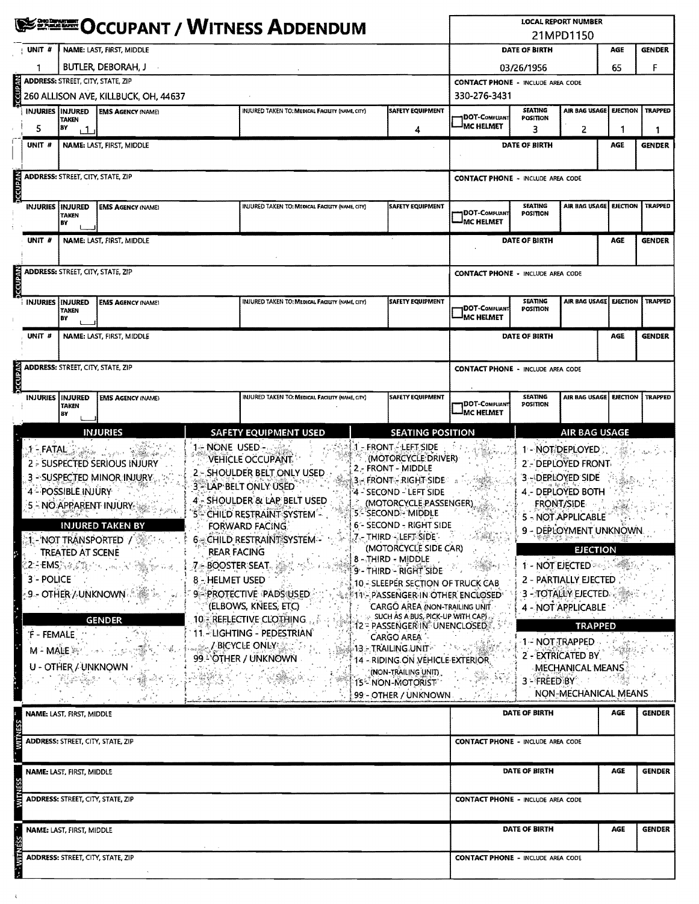# OCCUPANT / WITNESS ADDENDUM

**LOCAL REPORT NUMBER:** 21MPD1150

## OCCUPANT

| UNIT # | NAME: LAST, FIRST, MIDDLE | DATE OF BIRTH | AGE | GENDER |
|---|---|---|---|---|
| 1 | BUTLER, DEBORAH, J | 03/26/1956 | 65 | F |

| ADDRESS: STREET, CITY, STATE, ZIP | CONTACT PHONE - INCLUDE AREA CODE |
|---|---|
| 260 ALLISON AVE, KILLBUCK, OH, 44637 | 330-276-3431 |

| INJURIES | INJURED TAKEN BY | EMS AGENCY (NAME) | INJURED TAKEN TO: MEDICAL FACILITY (NAME, CITY) | SAFETY EQUIPMENT | DOT-COMPLIANT MC HELMET | SEATING POSITION | AIR BAG USAGE | EJECTION | TRAPPED |
|---|---|---|---|---|---|---|---|---|---|
| 5 | 1 | | | 4 | | 3 | 2 | 1 | 1 |

## OCCUPANT

| UNIT # | NAME: LAST, FIRST, MIDDLE | DATE OF BIRTH | AGE | GENDER |
|---|---|---|---|---|
| | | | | |

| ADDRESS: STREET, CITY, STATE, ZIP | CONTACT PHONE - INCLUDE AREA CODE |
|---|---|
| | |

| INJURIES | INJURED TAKEN BY | EMS AGENCY (NAME) | INJURED TAKEN TO: MEDICAL FACILITY (NAME, CITY) | SAFETY EQUIPMENT | DOT-COMPLIANT MC HELMET | SEATING POSITION | AIR BAG USAGE | EJECTION | TRAPPED |
|---|---|---|---|---|---|---|---|---|---|
| | | | | | | | | | |

## OCCUPANT

| UNIT # | NAME: LAST, FIRST, MIDDLE | DATE OF BIRTH | AGE | GENDER |
|---|---|---|---|---|
| | | | | |

| ADDRESS: STREET, CITY, STATE, ZIP | CONTACT PHONE - INCLUDE AREA CODE |
|---|---|
| | |

| INJURIES | INJURED TAKEN BY | EMS AGENCY (NAME) | INJURED TAKEN TO: MEDICAL FACILITY (NAME, CITY) | SAFETY EQUIPMENT | DOT-COMPLIANT MC HELMET | SEATING POSITION | AIR BAG USAGE | EJECTION | TRAPPED |
|---|---|---|---|---|---|---|---|---|---|
| | | | | | | | | | |

## OCCUPANT

| UNIT # | NAME: LAST, FIRST, MIDDLE | DATE OF BIRTH | AGE | GENDER |
|---|---|---|---|---|
| | | | | |

| ADDRESS: STREET, CITY, STATE, ZIP | CONTACT PHONE - INCLUDE AREA CODE |
|---|---|
| | |

| INJURIES | INJURED TAKEN BY | EMS AGENCY (NAME) | INJURED TAKEN TO: MEDICAL FACILITY (NAME, CITY) | SAFETY EQUIPMENT | DOT-COMPLIANT MC HELMET | SEATING POSITION | AIR BAG USAGE | EJECTION | TRAPPED |
|---|---|---|---|---|---|---|---|---|---|
| | | | | | | | | | |

## CODES

### INJURIES
1 - FATAL
2 - SUSPECTED SERIOUS INJURY
3 - SUSPECTED MINOR INJURY
4 - POSSIBLE INJURY
5 - NO APPARENT INJURY

### INJURED TAKEN BY
1 - NOT TRANSPORTED / TREATED AT SCENE
2 - EMS
3 - POLICE
9 - OTHER / UNKNOWN

### GENDER
F - FEMALE
M - MALE
U - OTHER / UNKNOWN

### SAFETY EQUIPMENT USED
1 - NONE USED - VEHICLE OCCUPANT
2 - SHOULDER BELT ONLY USED
3 - LAP BELT ONLY USED
4 - SHOULDER & LAP BELT USED
5 - CHILD RESTRAINT SYSTEM - FORWARD FACING
6 - CHILD RESTRAINT SYSTEM - REAR FACING
7 - BOOSTER SEAT
8 - HELMET USED
9 - PROTECTIVE PADS USED (ELBOWS, KNEES, ETC)
10 - REFLECTIVE CLOTHING
11 - LIGHTING - PEDESTRIAN / BICYCLE ONLY
99 - OTHER / UNKNOWN

### SEATING POSITION
1 - FRONT - LEFT SIDE (MOTORCYCLE DRIVER)
2 - FRONT - MIDDLE
3 - FRONT - RIGHT SIDE
4 - SECOND - LEFT SIDE (MOTORCYCLE PASSENGER)
5 - SECOND - MIDDLE
6 - SECOND - RIGHT SIDE
7 - THIRD - LEFT SIDE (MOTORCYCLE SIDE CAR)
8 - THIRD - MIDDLE
9 - THIRD - RIGHT SIDE
10 - SLEEPER SECTION OF TRUCK CAB
11 - PASSENGER IN OTHER ENCLOSED CARGO AREA (NON-TRAILING UNIT SUCH AS A BUS, PICK-UP WITH CAP)
12 - PASSENGER IN UNENCLOSED CARGO AREA
13 - TRAILING UNIT
14 - RIDING ON VEHICLE EXTERIOR (NON-TRAILING UNIT)
15 - NON-MOTORIST
99 - OTHER / UNKNOWN

### AIR BAG USAGE
1 - NOT DEPLOYED
2 - DEPLOYED FRONT
3 - DEPLOYED SIDE
4 - DEPLOYED BOTH FRONT/SIDE
5 - NOT APPLICABLE
9 - DEPLOYMENT UNKNOWN

### EJECTION
1 - NOT EJECTED
2 - PARTIALLY EJECTED
3 - TOTALLY EJECTED
4 - NOT APPLICABLE

### TRAPPED
1 - NOT TRAPPED
2 - EXTRICATED BY MECHANICAL MEANS
3 - FREED BY NON-MECHANICAL MEANS

## WITNESS

| NAME: LAST, FIRST, MIDDLE | DATE OF BIRTH | AGE | GENDER |
|---|---|---|---|
| | | | |

| ADDRESS: STREET, CITY, STATE, ZIP | CONTACT PHONE - INCLUDE AREA CODE |
|---|---|
| | |

## WITNESS

| NAME: LAST, FIRST, MIDDLE | DATE OF BIRTH | AGE | GENDER |
|---|---|---|---|
| | | | |

| ADDRESS: STREET, CITY, STATE, ZIP | CONTACT PHONE - INCLUDE AREA CODE |
|---|---|
| | |

## WITNESS

| NAME: LAST, FIRST, MIDDLE | DATE OF BIRTH | AGE | GENDER |
|---|---|---|---|
| | | | |

| ADDRESS: STREET, CITY, STATE, ZIP | CONTACT PHONE - INCLUDE AREA CODE |
|---|---|
| | |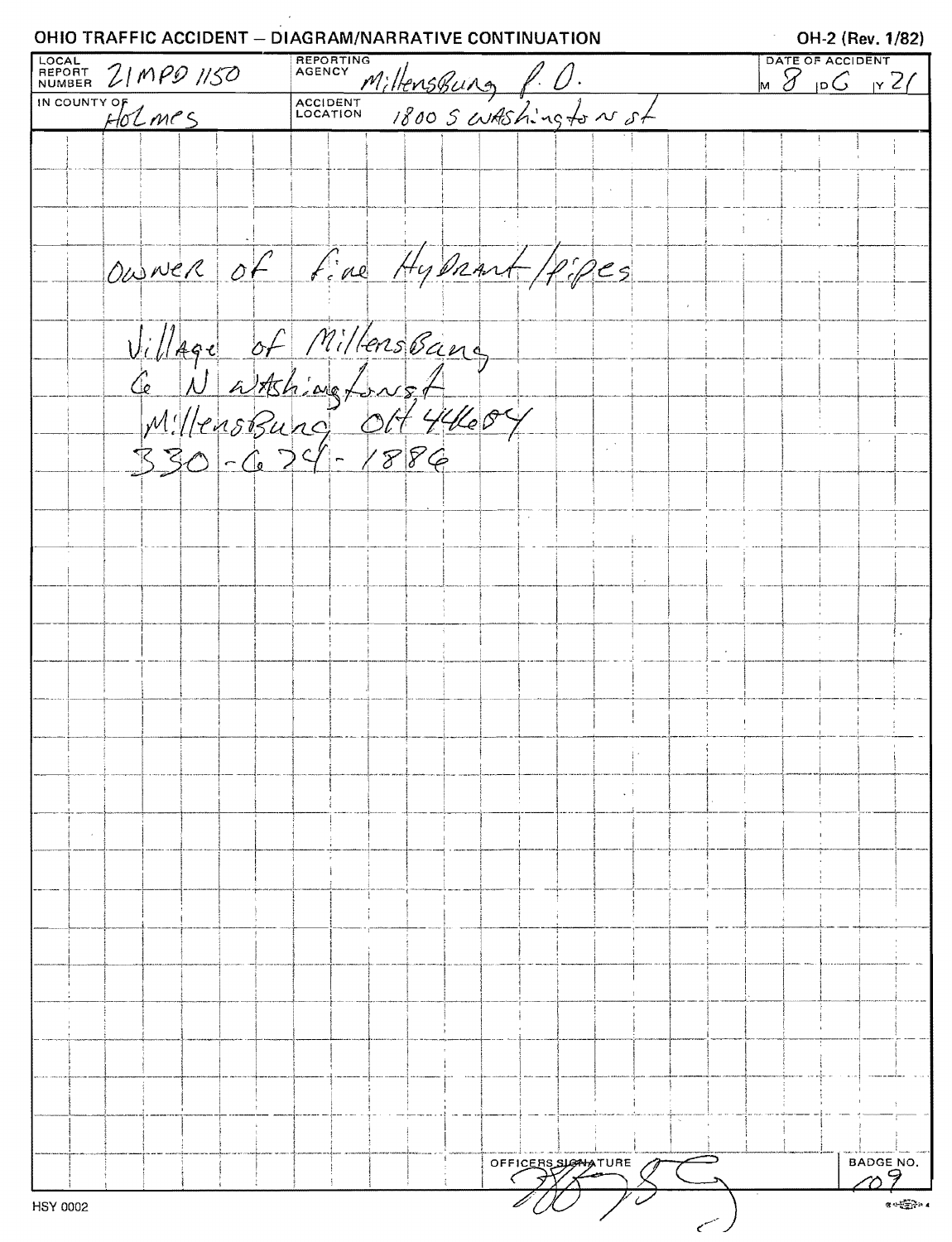# OHIO TRAFFIC ACCIDENT — DIAGRAM/NARRATIVE CONTINUATION

OH-2 (Rev. 1/82)

| | | |
|---|---|---|
| LOCAL REPORT NUMBER 21MPD 1150 | REPORTING AGENCY Millersburg P.D. | DATE OF ACCIDENT M 8 D 6 Y 21 |
| IN COUNTY OF Holmes | ACCIDENT LOCATION 1800 S washington st | |

Owner of fire Hydrant/Pipes

Village of Millersburg
6 N washington st
Millersburg OH 44654
330-674-1886

OFFICERS SIGNATURE

BADGE NO. 109

HSY 0002